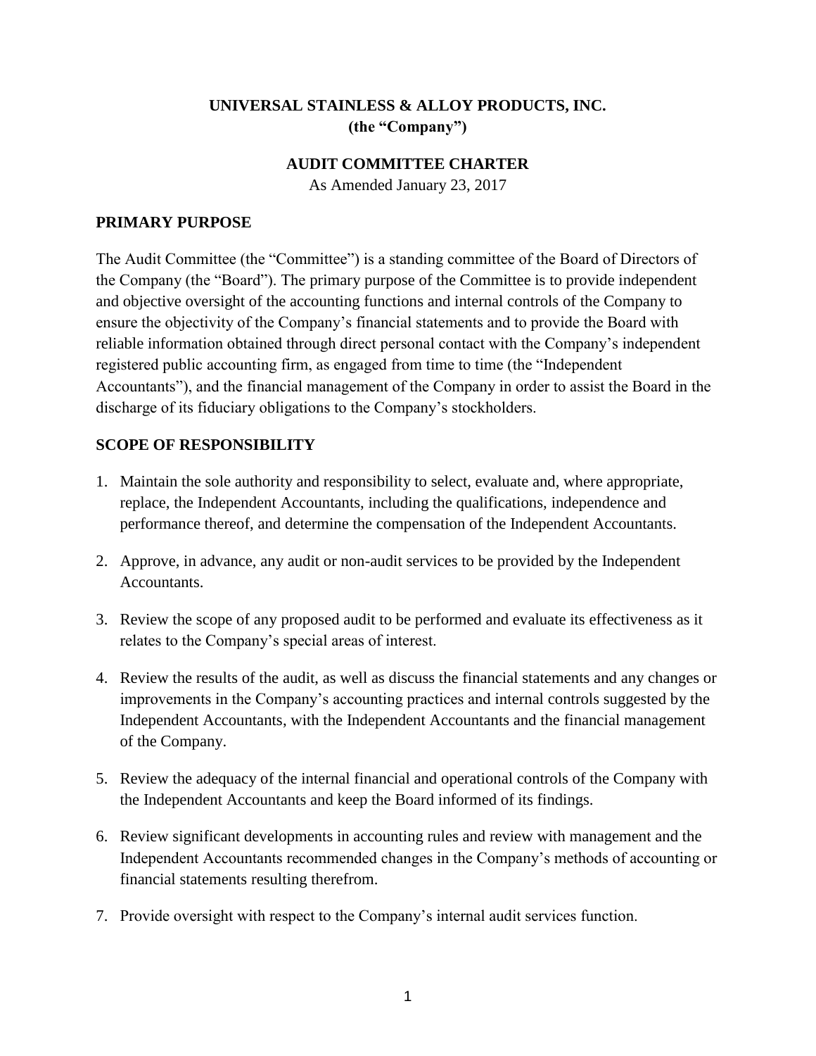# UNIVERSAL STAINLESS & ALLOY PRODUCTS, INC.
**(the "Company")**

## AUDIT COMMITTEE CHARTER

As Amended January 23, 2017

## PRIMARY PURPOSE

The Audit Committee (the "Committee") is a standing committee of the Board of Directors of the Company (the "Board"). The primary purpose of the Committee is to provide independent and objective oversight of the accounting functions and internal controls of the Company to ensure the objectivity of the Company's financial statements and to provide the Board with reliable information obtained through direct personal contact with the Company's independent registered public accounting firm, as engaged from time to time (the "Independent Accountants"), and the financial management of the Company in order to assist the Board in the discharge of its fiduciary obligations to the Company's stockholders.

## SCOPE OF RESPONSIBILITY

1. Maintain the sole authority and responsibility to select, evaluate and, where appropriate, replace, the Independent Accountants, including the qualifications, independence and performance thereof, and determine the compensation of the Independent Accountants.

2. Approve, in advance, any audit or non-audit services to be provided by the Independent Accountants.

3. Review the scope of any proposed audit to be performed and evaluate its effectiveness as it relates to the Company's special areas of interest.

4. Review the results of the audit, as well as discuss the financial statements and any changes or improvements in the Company's accounting practices and internal controls suggested by the Independent Accountants, with the Independent Accountants and the financial management of the Company.

5. Review the adequacy of the internal financial and operational controls of the Company with the Independent Accountants and keep the Board informed of its findings.

6. Review significant developments in accounting rules and review with management and the Independent Accountants recommended changes in the Company's methods of accounting or financial statements resulting therefrom.

7. Provide oversight with respect to the Company's internal audit services function.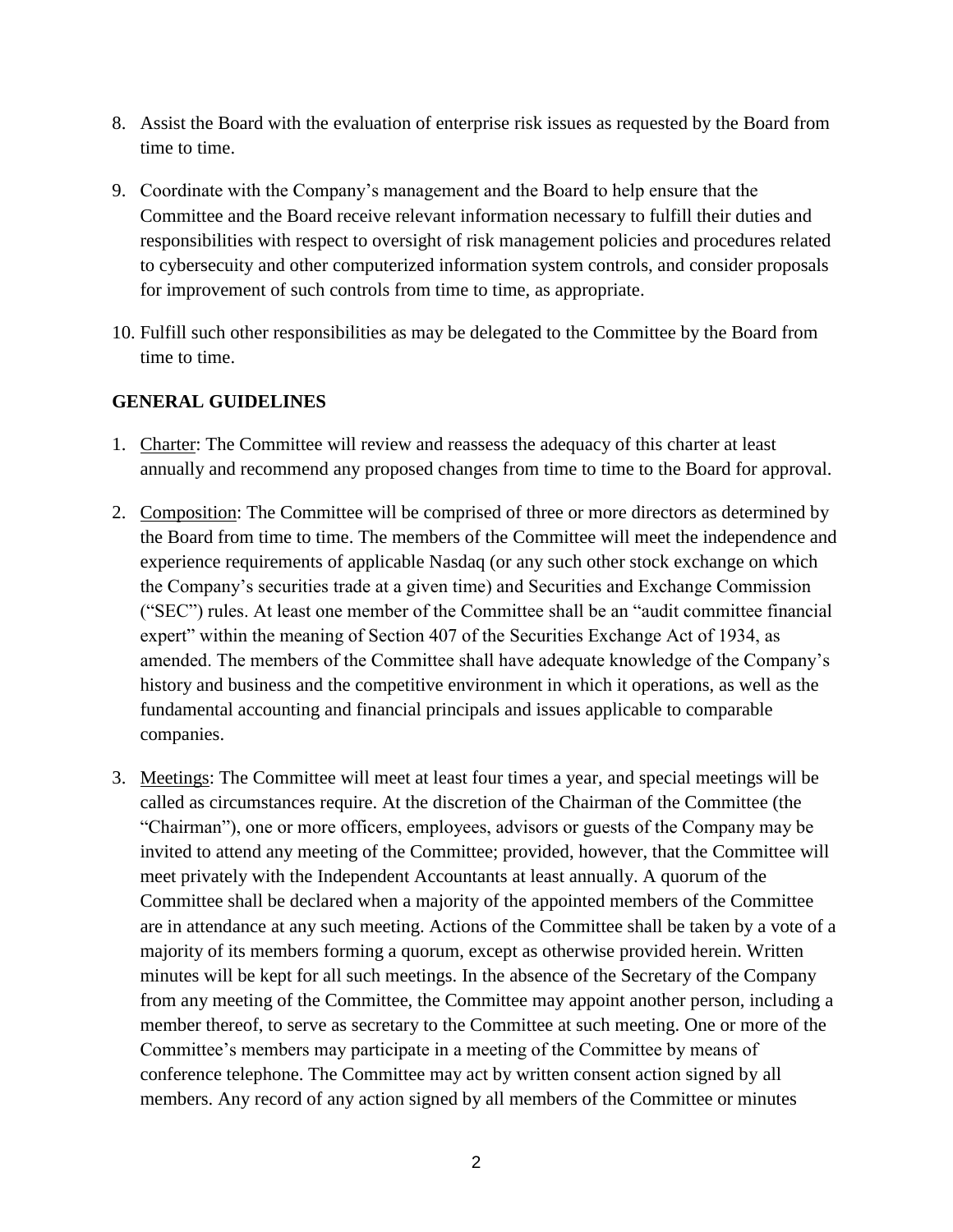8. Assist the Board with the evaluation of enterprise risk issues as requested by the Board from time to time.

9. Coordinate with the Company's management and the Board to help ensure that the Committee and the Board receive relevant information necessary to fulfill their duties and responsibilities with respect to oversight of risk management policies and procedures related to cybersecuity and other computerized information system controls, and consider proposals for improvement of such controls from time to time, as appropriate.

10. Fulfill such other responsibilities as may be delegated to the Committee by the Board from time to time.

**GENERAL GUIDELINES**

1. Charter: The Committee will review and reassess the adequacy of this charter at least annually and recommend any proposed changes from time to time to the Board for approval.

2. Composition: The Committee will be comprised of three or more directors as determined by the Board from time to time. The members of the Committee will meet the independence and experience requirements of applicable Nasdaq (or any such other stock exchange on which the Company's securities trade at a given time) and Securities and Exchange Commission ("SEC") rules. At least one member of the Committee shall be an "audit committee financial expert" within the meaning of Section 407 of the Securities Exchange Act of 1934, as amended. The members of the Committee shall have adequate knowledge of the Company's history and business and the competitive environment in which it operations, as well as the fundamental accounting and financial principals and issues applicable to comparable companies.

3. Meetings: The Committee will meet at least four times a year, and special meetings will be called as circumstances require. At the discretion of the Chairman of the Committee (the "Chairman"), one or more officers, employees, advisors or guests of the Company may be invited to attend any meeting of the Committee; provided, however, that the Committee will meet privately with the Independent Accountants at least annually. A quorum of the Committee shall be declared when a majority of the appointed members of the Committee are in attendance at any such meeting. Actions of the Committee shall be taken by a vote of a majority of its members forming a quorum, except as otherwise provided herein. Written minutes will be kept for all such meetings. In the absence of the Secretary of the Company from any meeting of the Committee, the Committee may appoint another person, including a member thereof, to serve as secretary to the Committee at such meeting. One or more of the Committee's members may participate in a meeting of the Committee by means of conference telephone. The Committee may act by written consent action signed by all members. Any record of any action signed by all members of the Committee or minutes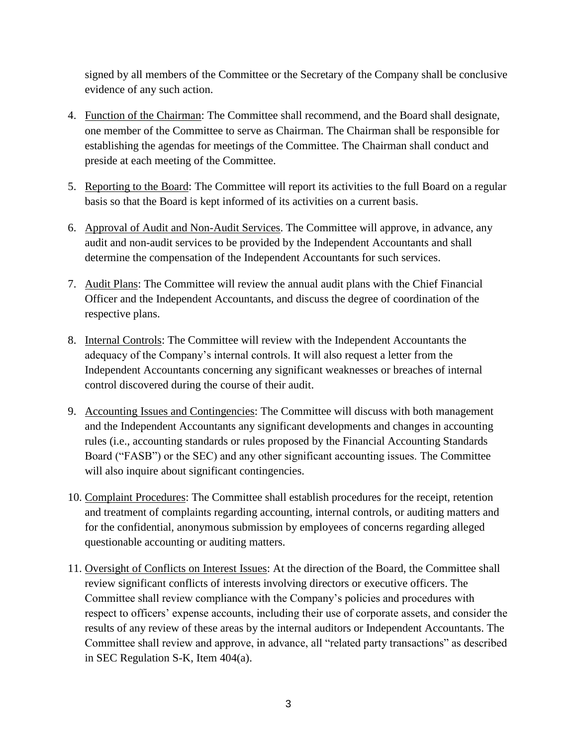signed by all members of the Committee or the Secretary of the Company shall be conclusive evidence of any such action.

4. Function of the Chairman: The Committee shall recommend, and the Board shall designate, one member of the Committee to serve as Chairman. The Chairman shall be responsible for establishing the agendas for meetings of the Committee. The Chairman shall conduct and preside at each meeting of the Committee.

5. Reporting to the Board: The Committee will report its activities to the full Board on a regular basis so that the Board is kept informed of its activities on a current basis.

6. Approval of Audit and Non-Audit Services. The Committee will approve, in advance, any audit and non-audit services to be provided by the Independent Accountants and shall determine the compensation of the Independent Accountants for such services.

7. Audit Plans: The Committee will review the annual audit plans with the Chief Financial Officer and the Independent Accountants, and discuss the degree of coordination of the respective plans.

8. Internal Controls: The Committee will review with the Independent Accountants the adequacy of the Company's internal controls. It will also request a letter from the Independent Accountants concerning any significant weaknesses or breaches of internal control discovered during the course of their audit.

9. Accounting Issues and Contingencies: The Committee will discuss with both management and the Independent Accountants any significant developments and changes in accounting rules (i.e., accounting standards or rules proposed by the Financial Accounting Standards Board ("FASB") or the SEC) and any other significant accounting issues. The Committee will also inquire about significant contingencies.

10. Complaint Procedures: The Committee shall establish procedures for the receipt, retention and treatment of complaints regarding accounting, internal controls, or auditing matters and for the confidential, anonymous submission by employees of concerns regarding alleged questionable accounting or auditing matters.

11. Oversight of Conflicts on Interest Issues: At the direction of the Board, the Committee shall review significant conflicts of interests involving directors or executive officers. The Committee shall review compliance with the Company's policies and procedures with respect to officers' expense accounts, including their use of corporate assets, and consider the results of any review of these areas by the internal auditors or Independent Accountants. The Committee shall review and approve, in advance, all "related party transactions" as described in SEC Regulation S-K, Item 404(a).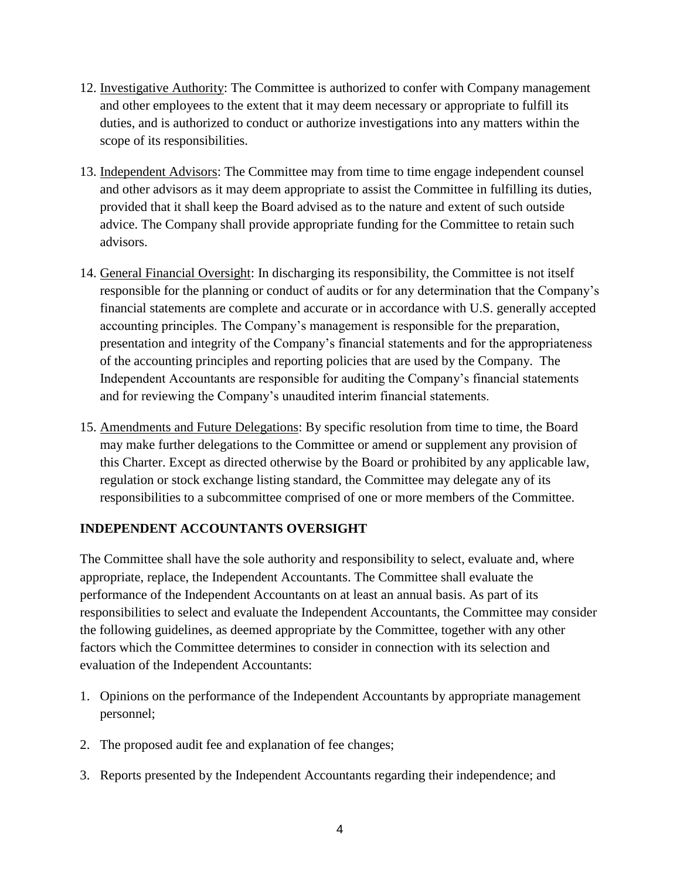12. Investigative Authority: The Committee is authorized to confer with Company management and other employees to the extent that it may deem necessary or appropriate to fulfill its duties, and is authorized to conduct or authorize investigations into any matters within the scope of its responsibilities.

13. Independent Advisors: The Committee may from time to time engage independent counsel and other advisors as it may deem appropriate to assist the Committee in fulfilling its duties, provided that it shall keep the Board advised as to the nature and extent of such outside advice. The Company shall provide appropriate funding for the Committee to retain such advisors.

14. General Financial Oversight: In discharging its responsibility, the Committee is not itself responsible for the planning or conduct of audits or for any determination that the Company's financial statements are complete and accurate or in accordance with U.S. generally accepted accounting principles. The Company's management is responsible for the preparation, presentation and integrity of the Company's financial statements and for the appropriateness of the accounting principles and reporting policies that are used by the Company. The Independent Accountants are responsible for auditing the Company's financial statements and for reviewing the Company's unaudited interim financial statements.

15. Amendments and Future Delegations: By specific resolution from time to time, the Board may make further delegations to the Committee or amend or supplement any provision of this Charter. Except as directed otherwise by the Board or prohibited by any applicable law, regulation or stock exchange listing standard, the Committee may delegate any of its responsibilities to a subcommittee comprised of one or more members of the Committee.

## INDEPENDENT ACCOUNTANTS OVERSIGHT

The Committee shall have the sole authority and responsibility to select, evaluate and, where appropriate, replace, the Independent Accountants. The Committee shall evaluate the performance of the Independent Accountants on at least an annual basis. As part of its responsibilities to select and evaluate the Independent Accountants, the Committee may consider the following guidelines, as deemed appropriate by the Committee, together with any other factors which the Committee determines to consider in connection with its selection and evaluation of the Independent Accountants:

1. Opinions on the performance of the Independent Accountants by appropriate management personnel;

2. The proposed audit fee and explanation of fee changes;

3. Reports presented by the Independent Accountants regarding their independence; and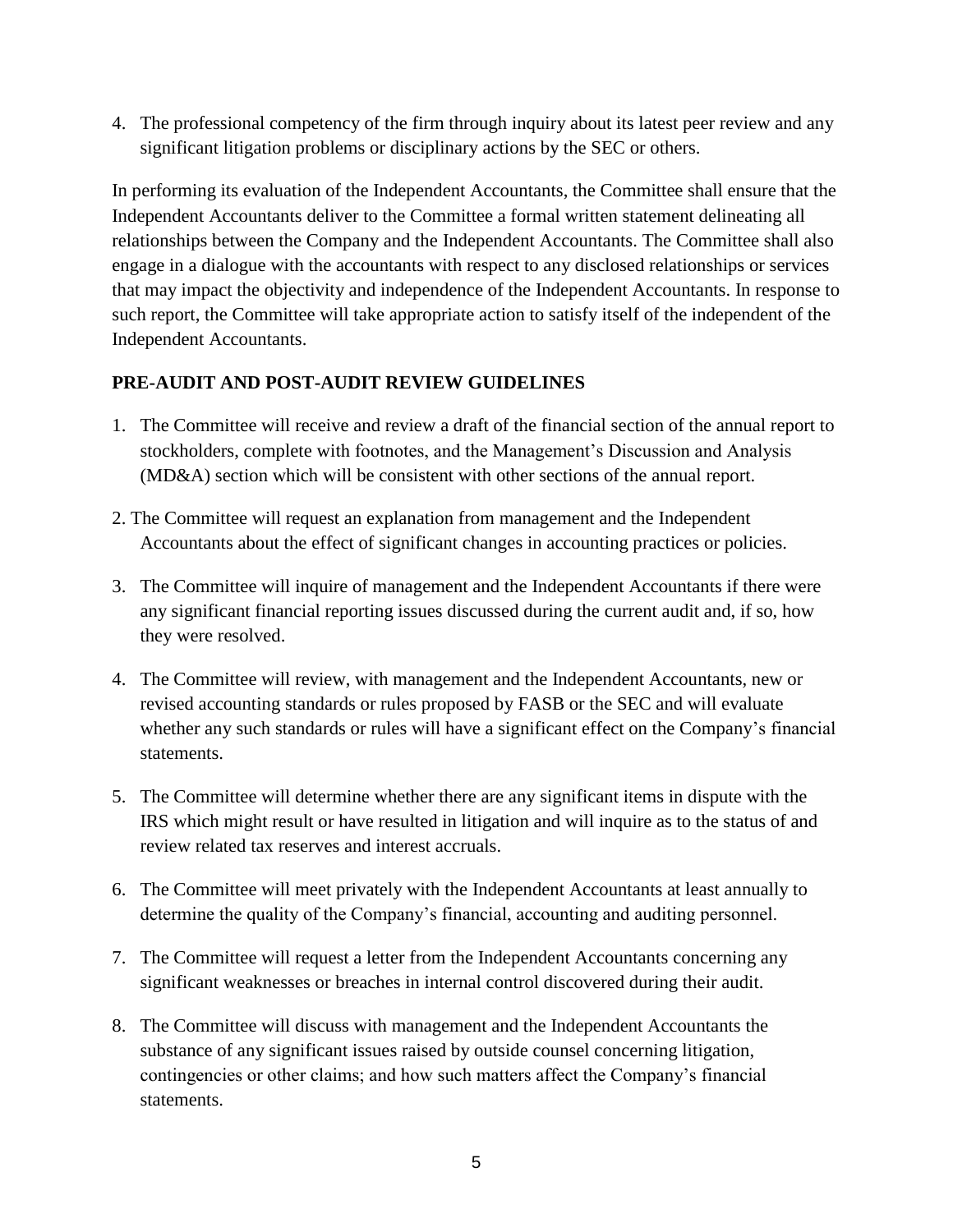4. The professional competency of the firm through inquiry about its latest peer review and any significant litigation problems or disciplinary actions by the SEC or others.

In performing its evaluation of the Independent Accountants, the Committee shall ensure that the Independent Accountants deliver to the Committee a formal written statement delineating all relationships between the Company and the Independent Accountants. The Committee shall also engage in a dialogue with the accountants with respect to any disclosed relationships or services that may impact the objectivity and independence of the Independent Accountants. In response to such report, the Committee will take appropriate action to satisfy itself of the independent of the Independent Accountants.

**PRE-AUDIT AND POST-AUDIT REVIEW GUIDELINES**

1. The Committee will receive and review a draft of the financial section of the annual report to stockholders, complete with footnotes, and the Management's Discussion and Analysis (MD&A) section which will be consistent with other sections of the annual report.

2. The Committee will request an explanation from management and the Independent Accountants about the effect of significant changes in accounting practices or policies.

3. The Committee will inquire of management and the Independent Accountants if there were any significant financial reporting issues discussed during the current audit and, if so, how they were resolved.

4. The Committee will review, with management and the Independent Accountants, new or revised accounting standards or rules proposed by FASB or the SEC and will evaluate whether any such standards or rules will have a significant effect on the Company's financial statements.

5. The Committee will determine whether there are any significant items in dispute with the IRS which might result or have resulted in litigation and will inquire as to the status of and review related tax reserves and interest accruals.

6. The Committee will meet privately with the Independent Accountants at least annually to determine the quality of the Company's financial, accounting and auditing personnel.

7. The Committee will request a letter from the Independent Accountants concerning any significant weaknesses or breaches in internal control discovered during their audit.

8. The Committee will discuss with management and the Independent Accountants the substance of any significant issues raised by outside counsel concerning litigation, contingencies or other claims; and how such matters affect the Company's financial statements.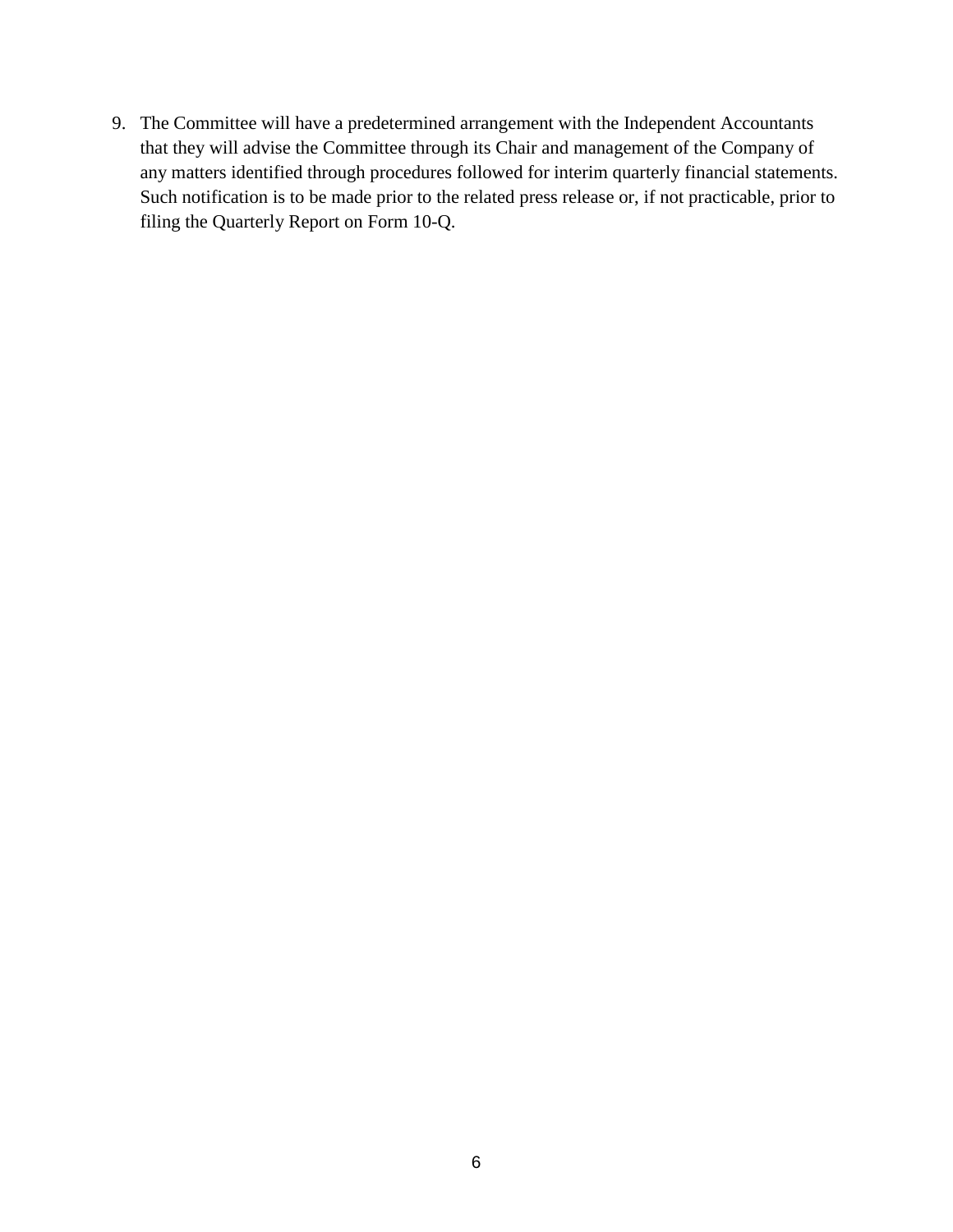9. The Committee will have a predetermined arrangement with the Independent Accountants that they will advise the Committee through its Chair and management of the Company of any matters identified through procedures followed for interim quarterly financial statements. Such notification is to be made prior to the related press release or, if not practicable, prior to filing the Quarterly Report on Form 10-Q.